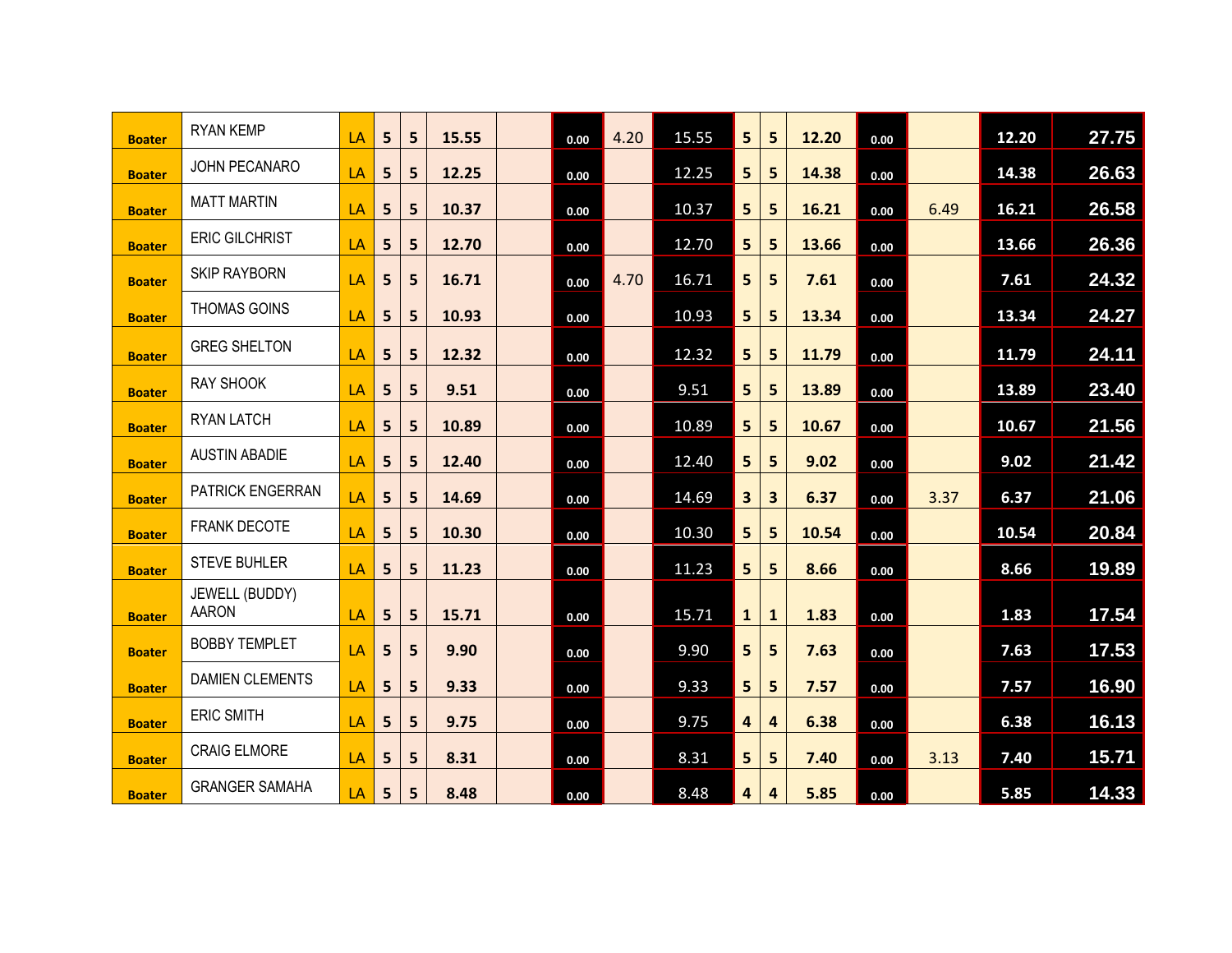| | | | | | | | | | | | | | | | | |
|---|---|---|---|---|---|---|---|---|---|---|---|---|---|---|---|---|
| Boater | RYAN KEMP | LA | 5 | 5 | 15.55 | | 0.00 | 4.20 | 15.55 | 5 | 5 | 12.20 | 0.00 | | 12.20 | 27.75 |
| Boater | JOHN PECANARO | LA | 5 | 5 | 12.25 | | 0.00 | | 12.25 | 5 | 5 | 14.38 | 0.00 | | 14.38 | 26.63 |
| Boater | MATT MARTIN | LA | 5 | 5 | 10.37 | | 0.00 | | 10.37 | 5 | 5 | 16.21 | 0.00 | 6.49 | 16.21 | 26.58 |
| Boater | ERIC GILCHRIST | LA | 5 | 5 | 12.70 | | 0.00 | | 12.70 | 5 | 5 | 13.66 | 0.00 | | 13.66 | 26.36 |
| Boater | SKIP RAYBORN | LA | 5 | 5 | 16.71 | | 0.00 | 4.70 | 16.71 | 5 | 5 | 7.61 | 0.00 | | 7.61 | 24.32 |
| Boater | THOMAS GOINS | LA | 5 | 5 | 10.93 | | 0.00 | | 10.93 | 5 | 5 | 13.34 | 0.00 | | 13.34 | 24.27 |
| Boater | GREG SHELTON | LA | 5 | 5 | 12.32 | | 0.00 | | 12.32 | 5 | 5 | 11.79 | 0.00 | | 11.79 | 24.11 |
| Boater | RAY SHOOK | LA | 5 | 5 | 9.51 | | 0.00 | | 9.51 | 5 | 5 | 13.89 | 0.00 | | 13.89 | 23.40 |
| Boater | RYAN LATCH | LA | 5 | 5 | 10.89 | | 0.00 | | 10.89 | 5 | 5 | 10.67 | 0.00 | | 10.67 | 21.56 |
| Boater | AUSTIN ABADIE | LA | 5 | 5 | 12.40 | | 0.00 | | 12.40 | 5 | 5 | 9.02 | 0.00 | | 9.02 | 21.42 |
| Boater | PATRICK ENGERRAN | LA | 5 | 5 | 14.69 | | 0.00 | | 14.69 | 3 | 3 | 6.37 | 0.00 | 3.37 | 6.37 | 21.06 |
| Boater | FRANK DECOTE | LA | 5 | 5 | 10.30 | | 0.00 | | 10.30 | 5 | 5 | 10.54 | 0.00 | | 10.54 | 20.84 |
| Boater | STEVE BUHLER | LA | 5 | 5 | 11.23 | | 0.00 | | 11.23 | 5 | 5 | 8.66 | 0.00 | | 8.66 | 19.89 |
| Boater | JEWELL (BUDDY) AARON | LA | 5 | 5 | 15.71 | | 0.00 | | 15.71 | 1 | 1 | 1.83 | 0.00 | | 1.83 | 17.54 |
| Boater | BOBBY TEMPLET | LA | 5 | 5 | 9.90 | | 0.00 | | 9.90 | 5 | 5 | 7.63 | 0.00 | | 7.63 | 17.53 |
| Boater | DAMIEN CLEMENTS | LA | 5 | 5 | 9.33 | | 0.00 | | 9.33 | 5 | 5 | 7.57 | 0.00 | | 7.57 | 16.90 |
| Boater | ERIC SMITH | LA | 5 | 5 | 9.75 | | 0.00 | | 9.75 | 4 | 4 | 6.38 | 0.00 | | 6.38 | 16.13 |
| Boater | CRAIG ELMORE | LA | 5 | 5 | 8.31 | | 0.00 | | 8.31 | 5 | 5 | 7.40 | 0.00 | 3.13 | 7.40 | 15.71 |
| Boater | GRANGER SAMAHA | LA | 5 | 5 | 8.48 | | 0.00 | | 8.48 | 4 | 4 | 5.85 | 0.00 | | 5.85 | 14.33 |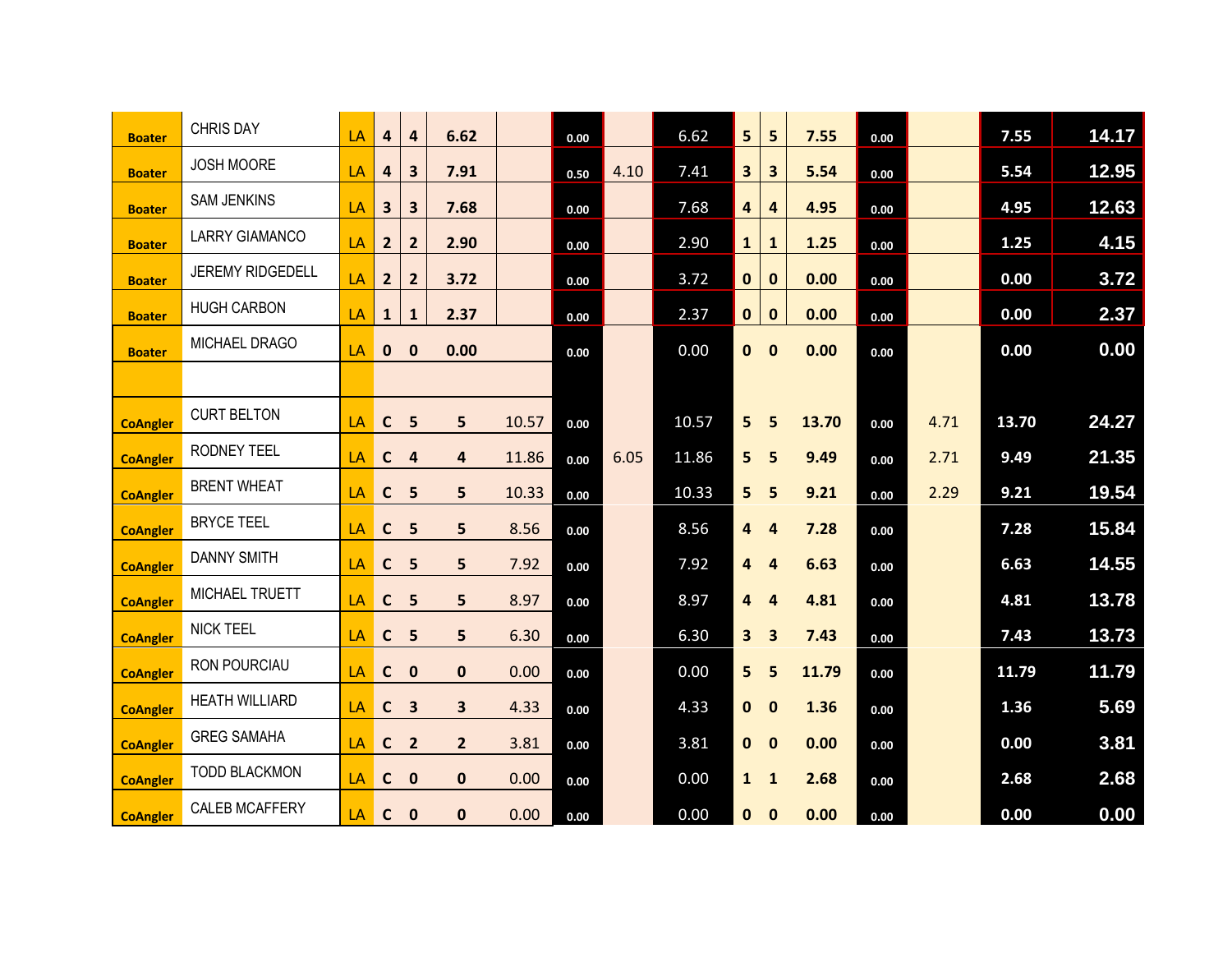| | | | | | | | | | | | | | | | | |
|---|---|---|---|---|---|---|---|---|---|---|---|---|---|---|---|---|
| Boater | CHRIS DAY | LA | 4 | 4 | 6.62 | | 0.00 | | 6.62 | 5 | 5 | 7.55 | 0.00 | | 7.55 | 14.17 |
| Boater | JOSH MOORE | LA | 4 | 3 | 7.91 | | 0.50 | 4.10 | 7.41 | 3 | 3 | 5.54 | 0.00 | | 5.54 | 12.95 |
| Boater | SAM JENKINS | LA | 3 | 3 | 7.68 | | 0.00 | | 7.68 | 4 | 4 | 4.95 | 0.00 | | 4.95 | 12.63 |
| Boater | LARRY GIAMANCO | LA | 2 | 2 | 2.90 | | 0.00 | | 2.90 | 1 | 1 | 1.25 | 0.00 | | 1.25 | 4.15 |
| Boater | JEREMY RIDGEDELL | LA | 2 | 2 | 3.72 | | 0.00 | | 3.72 | 0 | 0 | 0.00 | 0.00 | | 0.00 | 3.72 |
| Boater | HUGH CARBON | LA | 1 | 1 | 2.37 | | 0.00 | | 2.37 | 0 | 0 | 0.00 | 0.00 | | 0.00 | 2.37 |
| Boater | MICHAEL DRAGO | LA | 0 | 0 | 0.00 | | 0.00 | | 0.00 | 0 | 0 | 0.00 | 0.00 | | 0.00 | 0.00 |
| | | | | | | | | | | | | | | | | |
| CoAngler | CURT BELTON | LA | C | 5 | 5 | 10.57 | 0.00 | | 10.57 | 5 | 5 | 13.70 | 0.00 | 4.71 | 13.70 | 24.27 |
| CoAngler | RODNEY TEEL | LA | C | 4 | 4 | 11.86 | 0.00 | 6.05 | 11.86 | 5 | 5 | 9.49 | 0.00 | 2.71 | 9.49 | 21.35 |
| CoAngler | BRENT WHEAT | LA | C | 5 | 5 | 10.33 | 0.00 | | 10.33 | 5 | 5 | 9.21 | 0.00 | 2.29 | 9.21 | 19.54 |
| CoAngler | BRYCE TEEL | LA | C | 5 | 5 | 8.56 | 0.00 | | 8.56 | 4 | 4 | 7.28 | 0.00 | | 7.28 | 15.84 |
| CoAngler | DANNY SMITH | LA | C | 5 | 5 | 7.92 | 0.00 | | 7.92 | 4 | 4 | 6.63 | 0.00 | | 6.63 | 14.55 |
| CoAngler | MICHAEL TRUETT | LA | C | 5 | 5 | 8.97 | 0.00 | | 8.97 | 4 | 4 | 4.81 | 0.00 | | 4.81 | 13.78 |
| CoAngler | NICK TEEL | LA | C | 5 | 5 | 6.30 | 0.00 | | 6.30 | 3 | 3 | 7.43 | 0.00 | | 7.43 | 13.73 |
| CoAngler | RON POURCIAU | LA | C | 0 | 0 | 0.00 | 0.00 | | 0.00 | 5 | 5 | 11.79 | 0.00 | | 11.79 | 11.79 |
| CoAngler | HEATH WILLIARD | LA | C | 3 | 3 | 4.33 | 0.00 | | 4.33 | 0 | 0 | 1.36 | 0.00 | | 1.36 | 5.69 |
| CoAngler | GREG SAMAHA | LA | C | 2 | 2 | 3.81 | 0.00 | | 3.81 | 0 | 0 | 0.00 | 0.00 | | 0.00 | 3.81 |
| CoAngler | TODD BLACKMON | LA | C | 0 | 0 | 0.00 | 0.00 | | 0.00 | 1 | 1 | 2.68 | 0.00 | | 2.68 | 2.68 |
| CoAngler | CALEB MCAFFERY | LA | C | 0 | 0 | 0.00 | 0.00 | | 0.00 | 0 | 0 | 0.00 | 0.00 | | 0.00 | 0.00 |